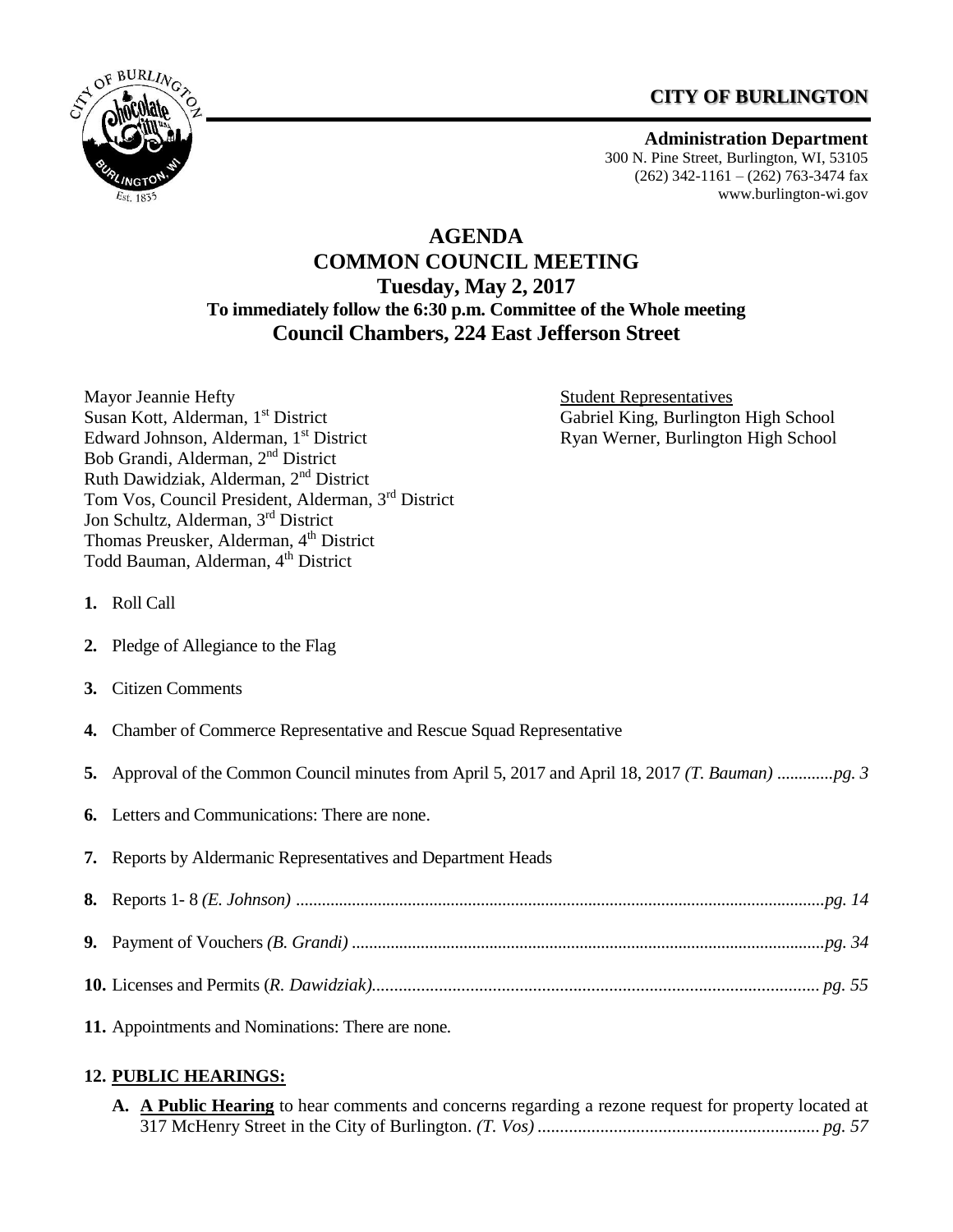**CITY OF BURLINGTON**

**Administration Department**
300 N. Pine Street, Burlington, WI, 53105
(262) 342-1161 – (262) 763-3474 fax
www.burlington-wi.gov

# AGENDA
## COMMON COUNCIL MEETING
### Tuesday, May 2, 2017
**To immediately follow the 6:30 p.m. Committee of the Whole meeting**
**Council Chambers, 224 East Jefferson Street**

Mayor Jeannie Hefty
Susan Kott, Alderman, 1st District
Edward Johnson, Alderman, 1st District
Bob Grandi, Alderman, 2nd District
Ruth Dawidziak, Alderman, 2nd District
Tom Vos, Council President, Alderman, 3rd District
Jon Schultz, Alderman, 3rd District
Thomas Preusker, Alderman, 4th District
Todd Bauman, Alderman, 4th District

Student Representatives
Gabriel King, Burlington High School
Ryan Werner, Burlington High School

1. Roll Call
2. Pledge of Allegiance to the Flag
3. Citizen Comments
4. Chamber of Commerce Representative and Rescue Squad Representative
5. Approval of the Common Council minutes from April 5, 2017 and April 18, 2017 *(T. Bauman)* .............*pg. 3*
6. Letters and Communications: There are none.
7. Reports by Aldermanic Representatives and Department Heads
8. Reports 1- 8 *(E. Johnson)* .......................................................................................................................*pg. 14*
9. Payment of Vouchers *(B. Grandi)* ............................................................................................................*pg. 34*
10. Licenses and Permits (*R. Dawidziak*)..................................................................................................... *pg. 55*
11. Appointments and Nominations: There are none.

**12. PUBLIC HEARINGS:**

**A. A Public Hearing** to hear comments and concerns regarding a rezone request for property located at 317 McHenry Street in the City of Burlington. *(T. Vos)* ............................................................... *pg. 57*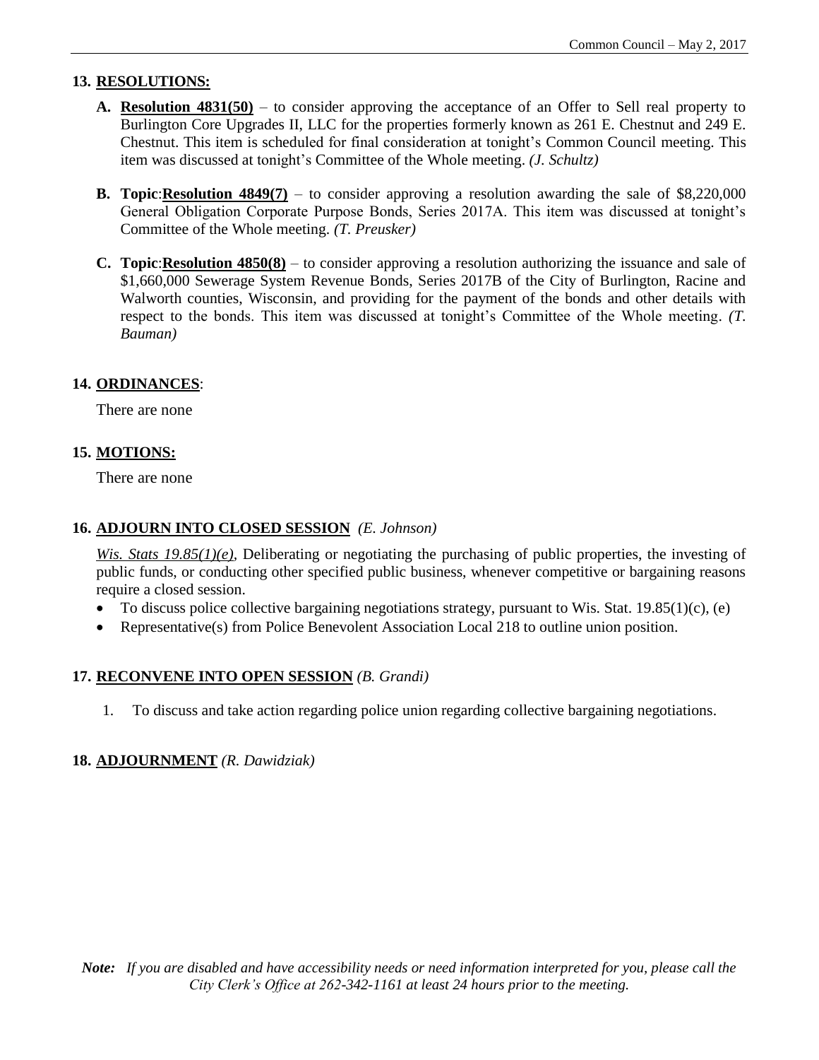**13. RESOLUTIONS:**

**A. Resolution 4831(50)** – to consider approving the acceptance of an Offer to Sell real property to Burlington Core Upgrades II, LLC for the properties formerly known as 261 E. Chestnut and 249 E. Chestnut. This item is scheduled for final consideration at tonight's Common Council meeting. This item was discussed at tonight's Committee of the Whole meeting. *(J. Schultz)*

**B. Topic**:**Resolution 4849(7)** – to consider approving a resolution awarding the sale of $8,220,000 General Obligation Corporate Purpose Bonds, Series 2017A. This item was discussed at tonight's Committee of the Whole meeting. *(T. Preusker)*

**C. Topic**:**Resolution 4850(8)** – to consider approving a resolution authorizing the issuance and sale of $1,660,000 Sewerage System Revenue Bonds, Series 2017B of the City of Burlington, Racine and Walworth counties, Wisconsin, and providing for the payment of the bonds and other details with respect to the bonds. This item was discussed at tonight's Committee of the Whole meeting. *(T. Bauman)*

**14. ORDINANCES**:

There are none

**15. MOTIONS:**

There are none

**16. ADJOURN INTO CLOSED SESSION** *(E. Johnson)*

*Wis. Stats 19.85(1)(e)*, Deliberating or negotiating the purchasing of public properties, the investing of public funds, or conducting other specified public business, whenever competitive or bargaining reasons require a closed session.

- To discuss police collective bargaining negotiations strategy, pursuant to Wis. Stat. 19.85(1)(c), (e)
- Representative(s) from Police Benevolent Association Local 218 to outline union position.

**17. RECONVENE INTO OPEN SESSION** *(B. Grandi)*

1. To discuss and take action regarding police union regarding collective bargaining negotiations.

**18. ADJOURNMENT** *(R. Dawidziak)*

***Note:*** *If you are disabled and have accessibility needs or need information interpreted for you, please call the City Clerk's Office at 262-342-1161 at least 24 hours prior to the meeting.*